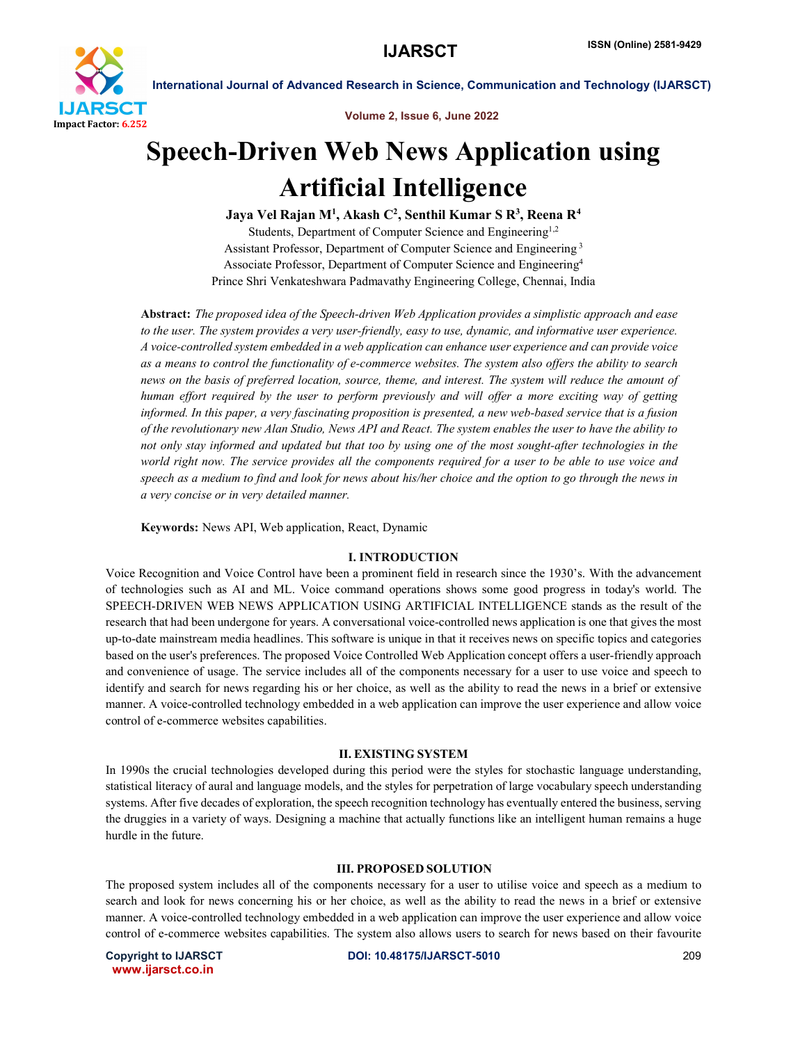# Speech-Driven Web News Application using Artificial Intelligence

**Jaya Vel Rajan M[1], Akash C[2], Senthil Kumar S R[3], Reena R[4]**

Students, Department of Computer Science and Engineering[1,2]
Assistant Professor, Department of Computer Science and Engineering[3]
Associate Professor, Department of Computer Science and Engineering[4]
Prince Shri Venkateshwara Padmavathy Engineering College, Chennai, India

**Abstract:** *The proposed idea of the Speech-driven Web Application provides a simplistic approach and ease to the user. The system provides a very user-friendly, easy to use, dynamic, and informative user experience. A voice-controlled system embedded in a web application can enhance user experience and can provide voice as a means to control the functionality of e-commerce websites. The system also offers the ability to search news on the basis of preferred location, source, theme, and interest. The system will reduce the amount of human effort required by the user to perform previously and will offer a more exciting way of getting informed. In this paper, a very fascinating proposition is presented, a new web-based service that is a fusion of the revolutionary new Alan Studio, News API and React. The system enables the user to have the ability to not only stay informed and updated but that too by using one of the most sought-after technologies in the world right now. The service provides all the components required for a user to be able to use voice and speech as a medium to find and look for news about his/her choice and the option to go through the news in a very concise or in very detailed manner.*

**Keywords:** News API, Web application, React, Dynamic

## I. INTRODUCTION

Voice Recognition and Voice Control have been a prominent field in research since the 1930's. With the advancement of technologies such as AI and ML. Voice command operations shows some good progress in today's world. The SPEECH-DRIVEN WEB NEWS APPLICATION USING ARTIFICIAL INTELLIGENCE stands as the result of the research that had been undergone for years. A conversational voice-controlled news application is one that gives the most up-to-date mainstream media headlines. This software is unique in that it receives news on specific topics and categories based on the user's preferences. The proposed Voice Controlled Web Application concept offers a user-friendly approach and convenience of usage. The service includes all of the components necessary for a user to use voice and speech to identify and search for news regarding his or her choice, as well as the ability to read the news in a brief or extensive manner. A voice-controlled technology embedded in a web application can improve the user experience and allow voice control of e-commerce websites capabilities.

## II. EXISTING SYSTEM

In 1990s the crucial technologies developed during this period were the styles for stochastic language understanding, statistical literacy of aural and language models, and the styles for perpetration of large vocabulary speech understanding systems. After five decades of exploration, the speech recognition technology has eventually entered the business, serving the druggies in a variety of ways. Designing a machine that actually functions like an intelligent human remains a huge hurdle in the future.

## III. PROPOSED SOLUTION

The proposed system includes all of the components necessary for a user to utilise voice and speech as a medium to search and look for news concerning his or her choice, as well as the ability to read the news in a brief or extensive manner. A voice-controlled technology embedded in a web application can improve the user experience and allow voice control of e-commerce websites capabilities. The system also allows users to search for news based on their favourite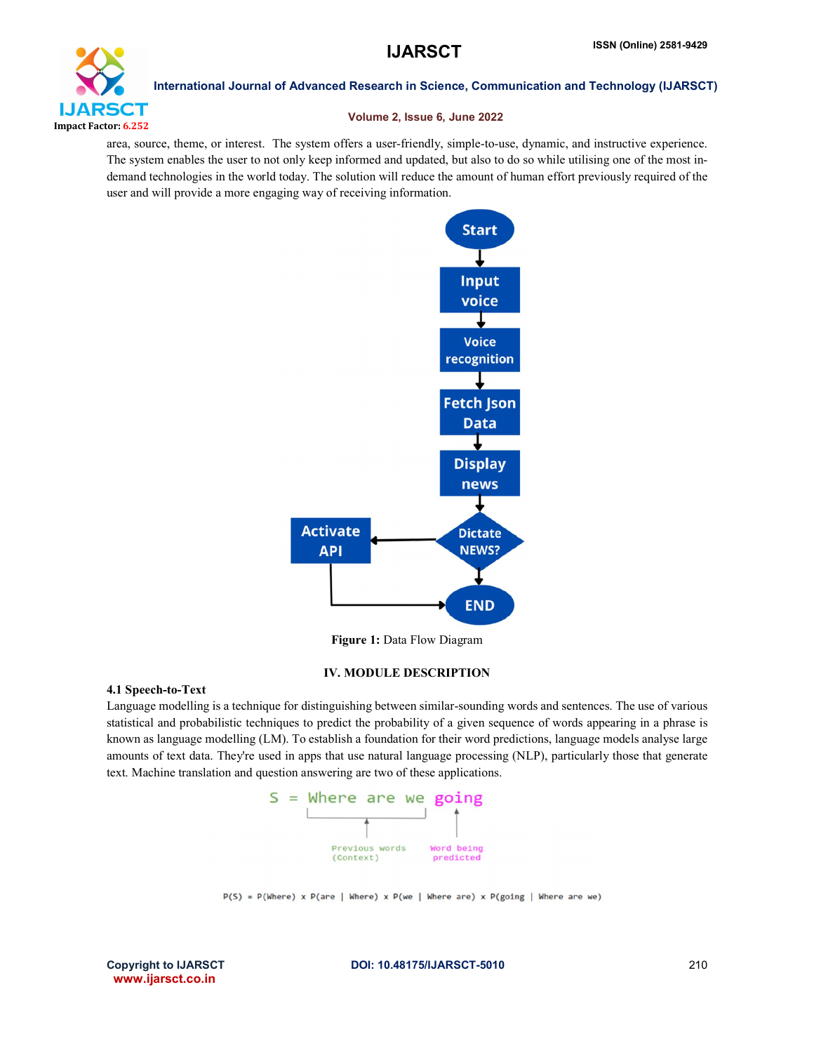area, source, theme, or interest. The system offers a user-friendly, simple-to-use, dynamic, and instructive experience. The system enables the user to not only keep informed and updated, but also to do so while utilising one of the most in-demand technologies in the world today. The solution will reduce the amount of human effort previously required of the user and will provide a more engaging way of receiving information.

**Figure 1:** Data Flow Diagram

## IV. MODULE DESCRIPTION

### 4.1 Speech-to-Text

Language modelling is a technique for distinguishing between similar-sounding words and sentences. The use of various statistical and probabilistic techniques to predict the probability of a given sequence of words appearing in a phrase is known as language modelling (LM). To establish a foundation for their word predictions, language models analyse large amounts of text data. They're used in apps that use natural language processing (NLP), particularly those that generate text. Machine translation and question answering are two of these applications.

S = Where are we going

Previous words (Context) — Word being predicted

$$P(S) = P(\text{Where}) \times P(\text{are} \mid \text{Where}) \times P(\text{we} \mid \text{Where are}) \times P(\text{going} \mid \text{Where are we})$$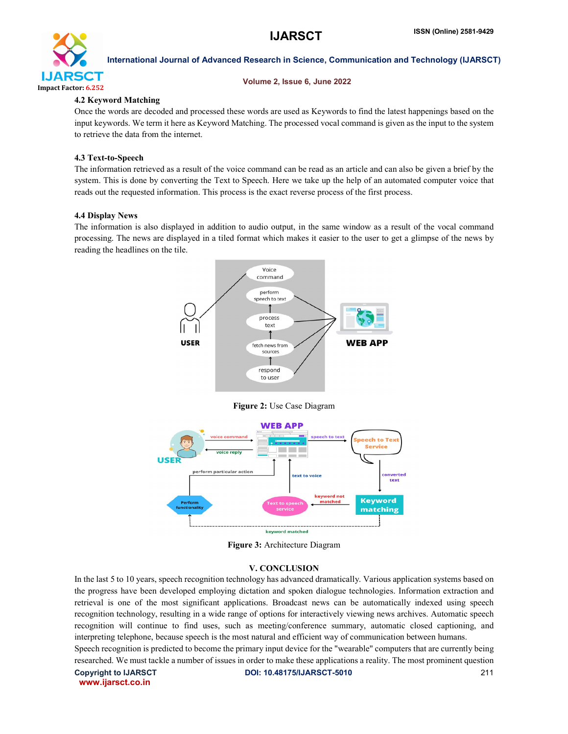### 4.2 Keyword Matching

Once the words are decoded and processed these words are used as Keywords to find the latest happenings based on the input keywords. We term it here as Keyword Matching. The processed vocal command is given as the input to the system to retrieve the data from the internet.

### 4.3 Text-to-Speech

The information retrieved as a result of the voice command can be read as an article and can also be given a brief by the system. This is done by converting the Text to Speech. Here we take up the help of an automated computer voice that reads out the requested information. This process is the exact reverse process of the first process.

### 4.4 Display News

The information is also displayed in addition to audio output, in the same window as a result of the vocal command processing. The news are displayed in a tiled format which makes it easier to the user to get a glimpse of the news by reading the headlines on the tile.

**Figure 2:** Use Case Diagram

**Figure 3:** Architecture Diagram

## V. CONCLUSION

In the last 5 to 10 years, speech recognition technology has advanced dramatically. Various application systems based on the progress have been developed employing dictation and spoken dialogue technologies. Information extraction and retrieval is one of the most significant applications. Broadcast news can be automatically indexed using speech recognition technology, resulting in a wide range of options for interactively viewing news archives. Automatic speech recognition will continue to find uses, such as meeting/conference summary, automatic closed captioning, and interpreting telephone, because speech is the most natural and efficient way of communication between humans.

Speech recognition is predicted to become the primary input device for the "wearable" computers that are currently being researched. We must tackle a number of issues in order to make these applications a reality. The most prominent question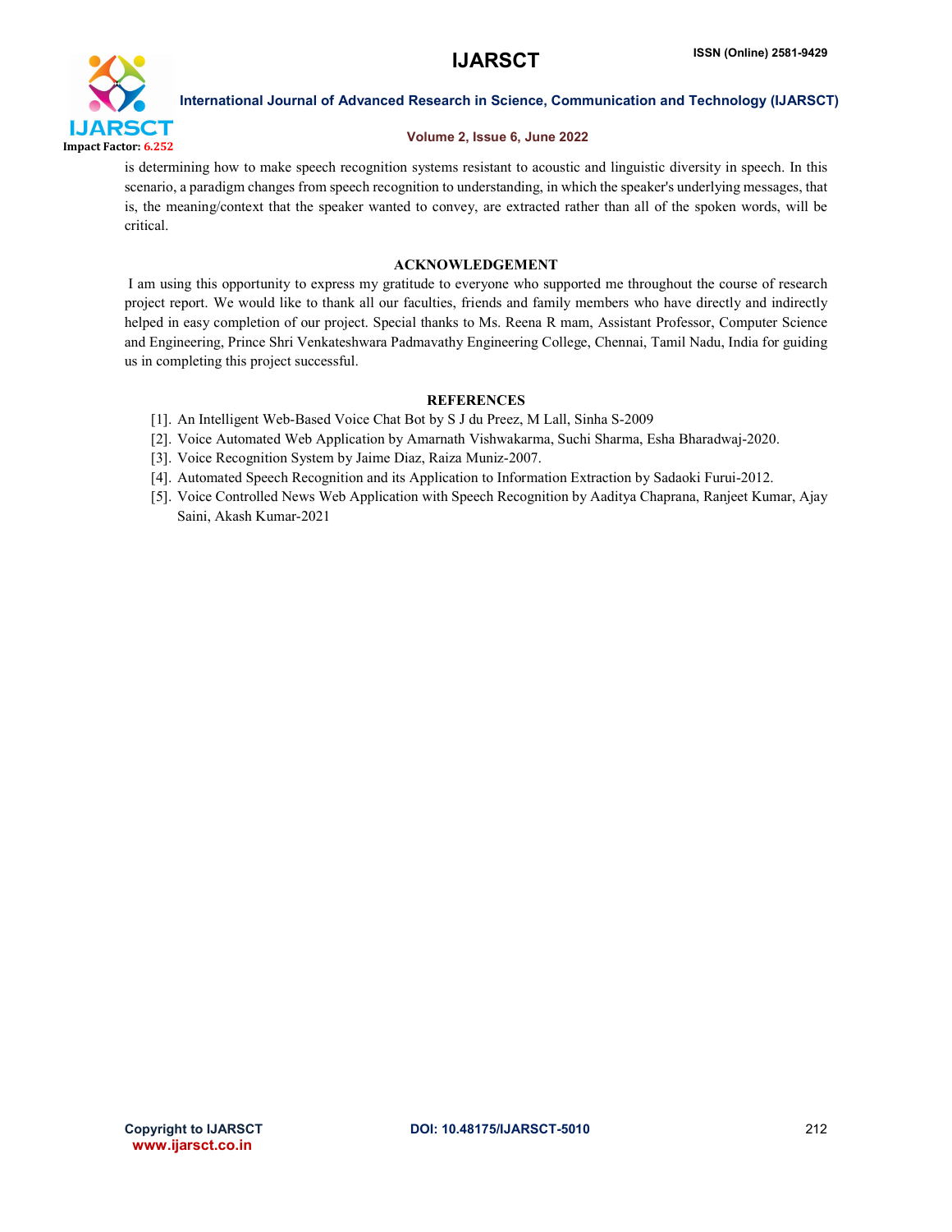is determining how to make speech recognition systems resistant to acoustic and linguistic diversity in speech. In this scenario, a paradigm changes from speech recognition to understanding, in which the speaker's underlying messages, that is, the meaning/context that the speaker wanted to convey, are extracted rather than all of the spoken words, will be critical.

## ACKNOWLEDGEMENT

I am using this opportunity to express my gratitude to everyone who supported me throughout the course of research project report. We would like to thank all our faculties, friends and family members who have directly and indirectly helped in easy completion of our project. Special thanks to Ms. Reena R mam, Assistant Professor, Computer Science and Engineering, Prince Shri Venkateshwara Padmavathy Engineering College, Chennai, Tamil Nadu, India for guiding us in completing this project successful.

## REFERENCES

[1]. An Intelligent Web-Based Voice Chat Bot by S J du Preez, M Lall, Sinha S-2009

[2]. Voice Automated Web Application by Amarnath Vishwakarma, Suchi Sharma, Esha Bharadwaj-2020.

[3]. Voice Recognition System by Jaime Diaz, Raiza Muniz-2007.

[4]. Automated Speech Recognition and its Application to Information Extraction by Sadaoki Furui-2012.

[5]. Voice Controlled News Web Application with Speech Recognition by Aaditya Chaprana, Ranjeet Kumar, Ajay Saini, Akash Kumar-2021